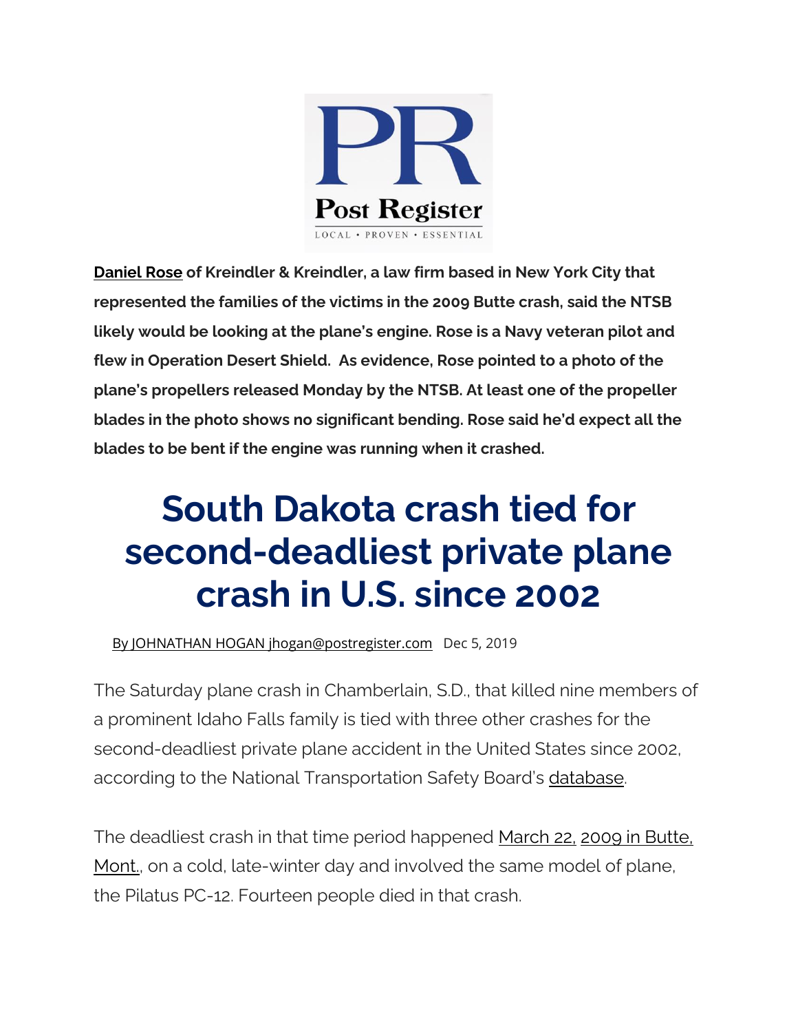Post Register

LOCAL • PROVEN • ESSENTIAL

**Daniel Rose of Kreindler & Kreindler, a law firm based in New York City that represented the families of the victims in the 2009 Butte crash, said the NTSB likely would be looking at the plane's engine. Rose is a Navy veteran pilot and flew in Operation Desert Shield. As evidence, Rose pointed to a photo of the plane's propellers released Monday by the NTSB. At least one of the propeller blades in the photo shows no significant bending. Rose said he'd expect all the blades to be bent if the engine was running when it crashed.**

# South Dakota crash tied for second-deadliest private plane crash in U.S. since 2002

By JOHNATHAN HOGAN jhogan@postregister.com Dec 5, 2019

The Saturday plane crash in Chamberlain, S.D., that killed nine members of a prominent Idaho Falls family is tied with three other crashes for the second-deadliest private plane accident in the United States since 2002, according to the National Transportation Safety Board's database.

The deadliest crash in that time period happened March 22, 2009 in Butte, Mont., on a cold, late-winter day and involved the same model of plane, the Pilatus PC-12. Fourteen people died in that crash.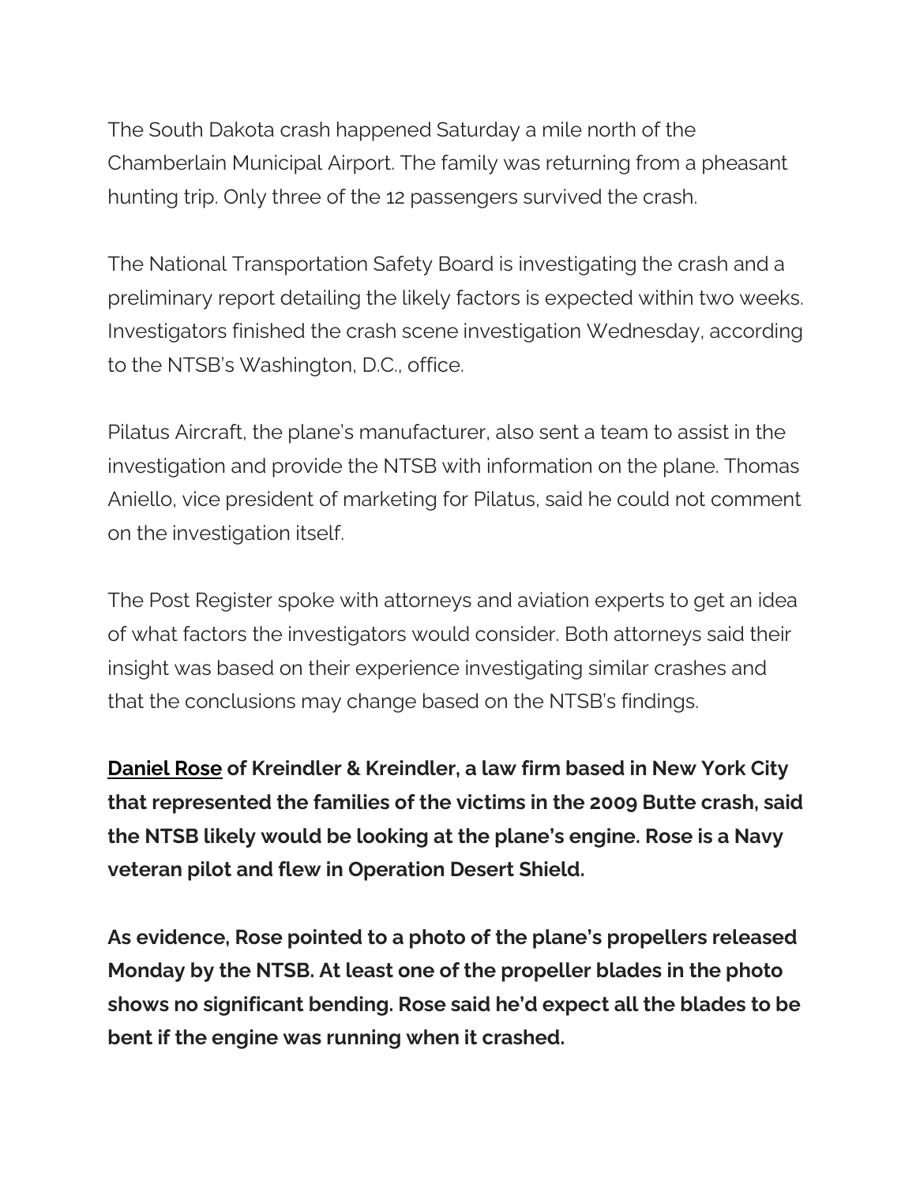The South Dakota crash happened Saturday a mile north of the Chamberlain Municipal Airport. The family was returning from a pheasant hunting trip. Only three of the 12 passengers survived the crash.

The National Transportation Safety Board is investigating the crash and a preliminary report detailing the likely factors is expected within two weeks. Investigators finished the crash scene investigation Wednesday, according to the NTSB's Washington, D.C., office.

Pilatus Aircraft, the plane's manufacturer, also sent a team to assist in the investigation and provide the NTSB with information on the plane. Thomas Aniello, vice president of marketing for Pilatus, said he could not comment on the investigation itself.

The Post Register spoke with attorneys and aviation experts to get an idea of what factors the investigators would consider. Both attorneys said their insight was based on their experience investigating similar crashes and that the conclusions may change based on the NTSB's findings.

**Daniel Rose of Kreindler & Kreindler, a law firm based in New York City that represented the families of the victims in the 2009 Butte crash, said the NTSB likely would be looking at the plane's engine. Rose is a Navy veteran pilot and flew in Operation Desert Shield.**

**As evidence, Rose pointed to a photo of the plane's propellers released Monday by the NTSB. At least one of the propeller blades in the photo shows no significant bending. Rose said he'd expect all the blades to be bent if the engine was running when it crashed.**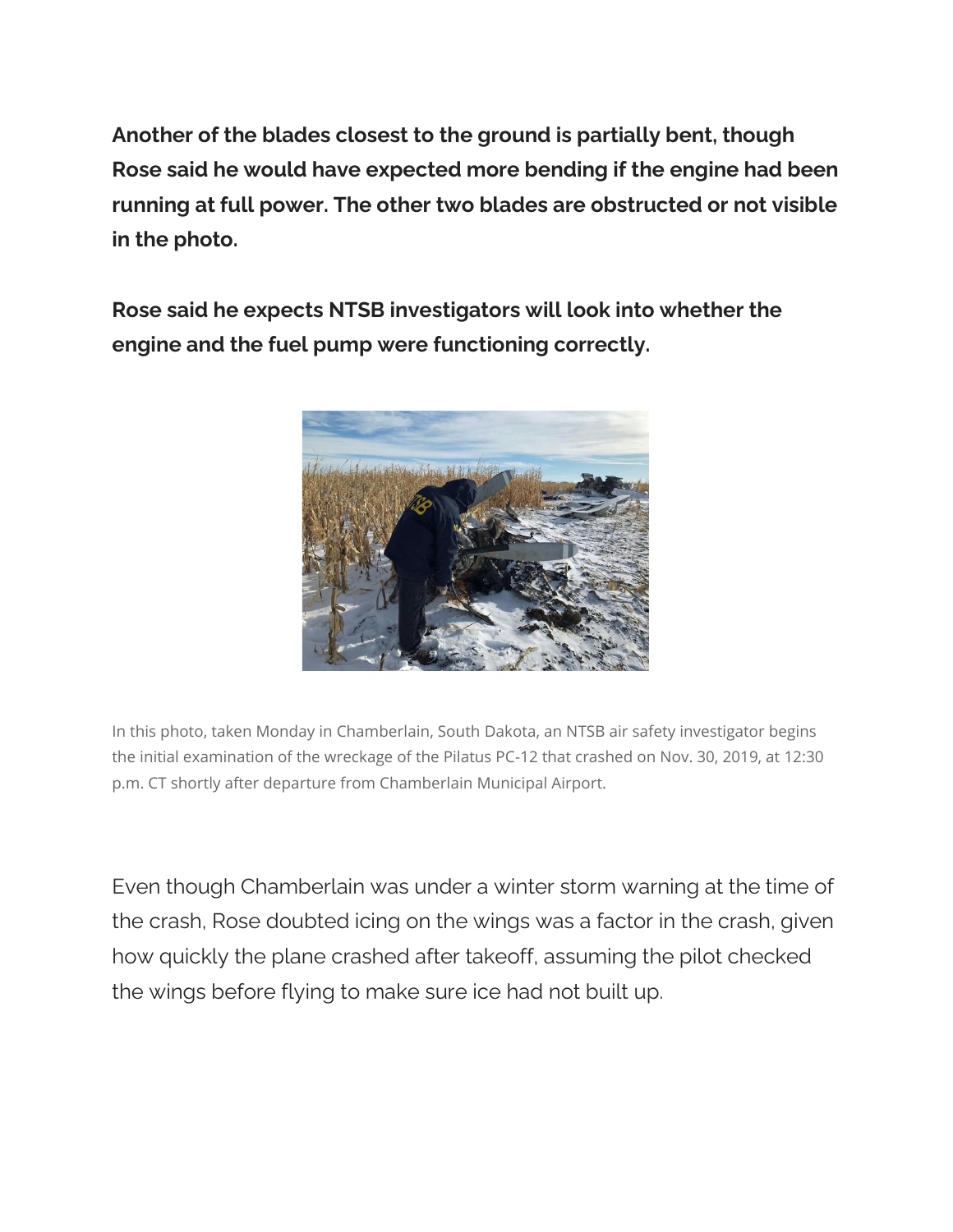**Another of the blades closest to the ground is partially bent, though Rose said he would have expected more bending if the engine had been running at full power. The other two blades are obstructed or not visible in the photo.**

**Rose said he expects NTSB investigators will look into whether the engine and the fuel pump were functioning correctly.**

In this photo, taken Monday in Chamberlain, South Dakota, an NTSB air safety investigator begins the initial examination of the wreckage of the Pilatus PC-12 that crashed on Nov. 30, 2019, at 12:30 p.m. CT shortly after departure from Chamberlain Municipal Airport.

Even though Chamberlain was under a winter storm warning at the time of the crash, Rose doubted icing on the wings was a factor in the crash, given how quickly the plane crashed after takeoff, assuming the pilot checked the wings before flying to make sure ice had not built up.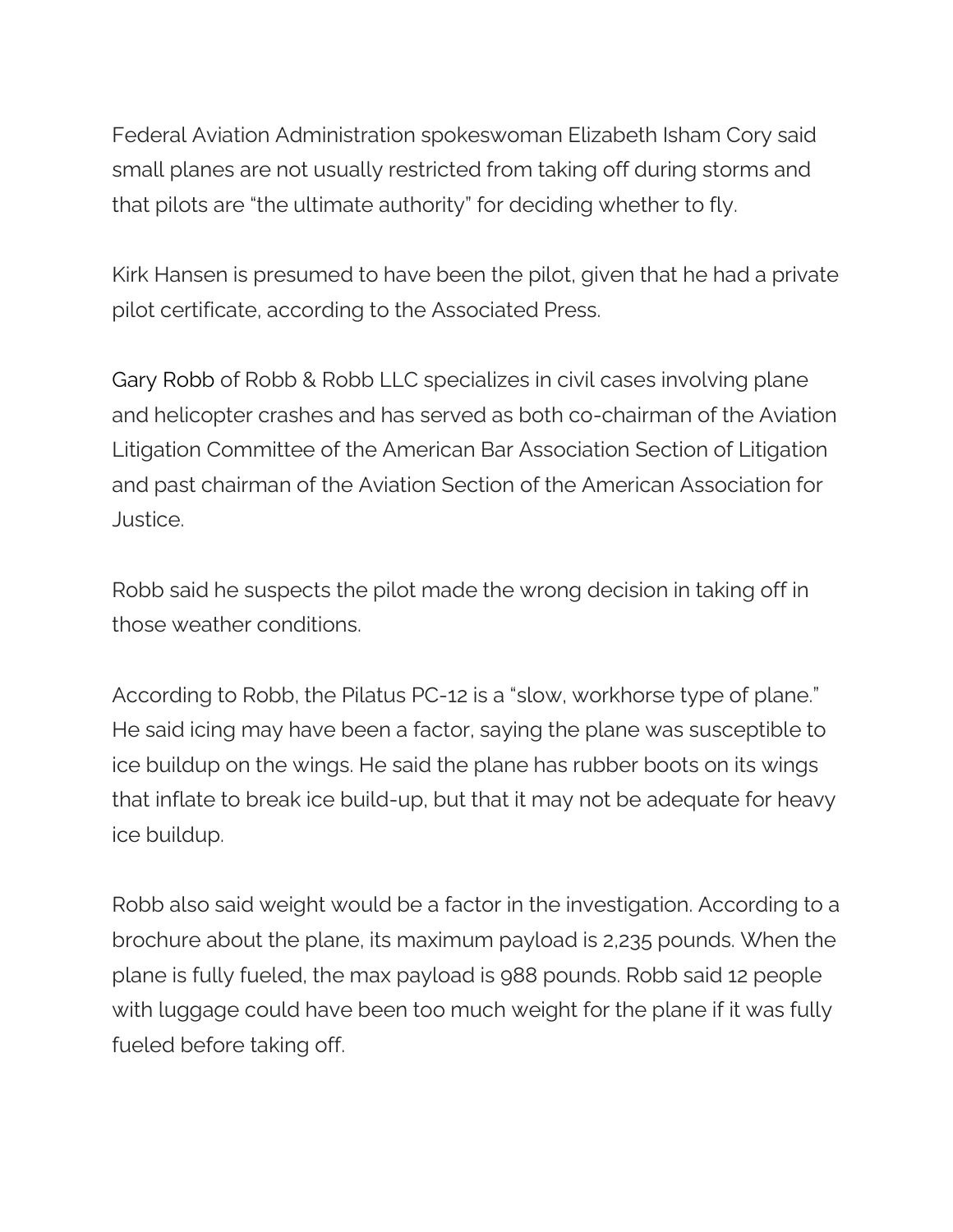Federal Aviation Administration spokeswoman Elizabeth Isham Cory said small planes are not usually restricted from taking off during storms and that pilots are "the ultimate authority" for deciding whether to fly.

Kirk Hansen is presumed to have been the pilot, given that he had a private pilot certificate, according to the Associated Press.

Gary Robb of Robb & Robb LLC specializes in civil cases involving plane and helicopter crashes and has served as both co-chairman of the Aviation Litigation Committee of the American Bar Association Section of Litigation and past chairman of the Aviation Section of the American Association for Justice.

Robb said he suspects the pilot made the wrong decision in taking off in those weather conditions.

According to Robb, the Pilatus PC-12 is a "slow, workhorse type of plane." He said icing may have been a factor, saying the plane was susceptible to ice buildup on the wings. He said the plane has rubber boots on its wings that inflate to break ice build-up, but that it may not be adequate for heavy ice buildup.

Robb also said weight would be a factor in the investigation. According to a brochure about the plane, its maximum payload is 2,235 pounds. When the plane is fully fueled, the max payload is 988 pounds. Robb said 12 people with luggage could have been too much weight for the plane if it was fully fueled before taking off.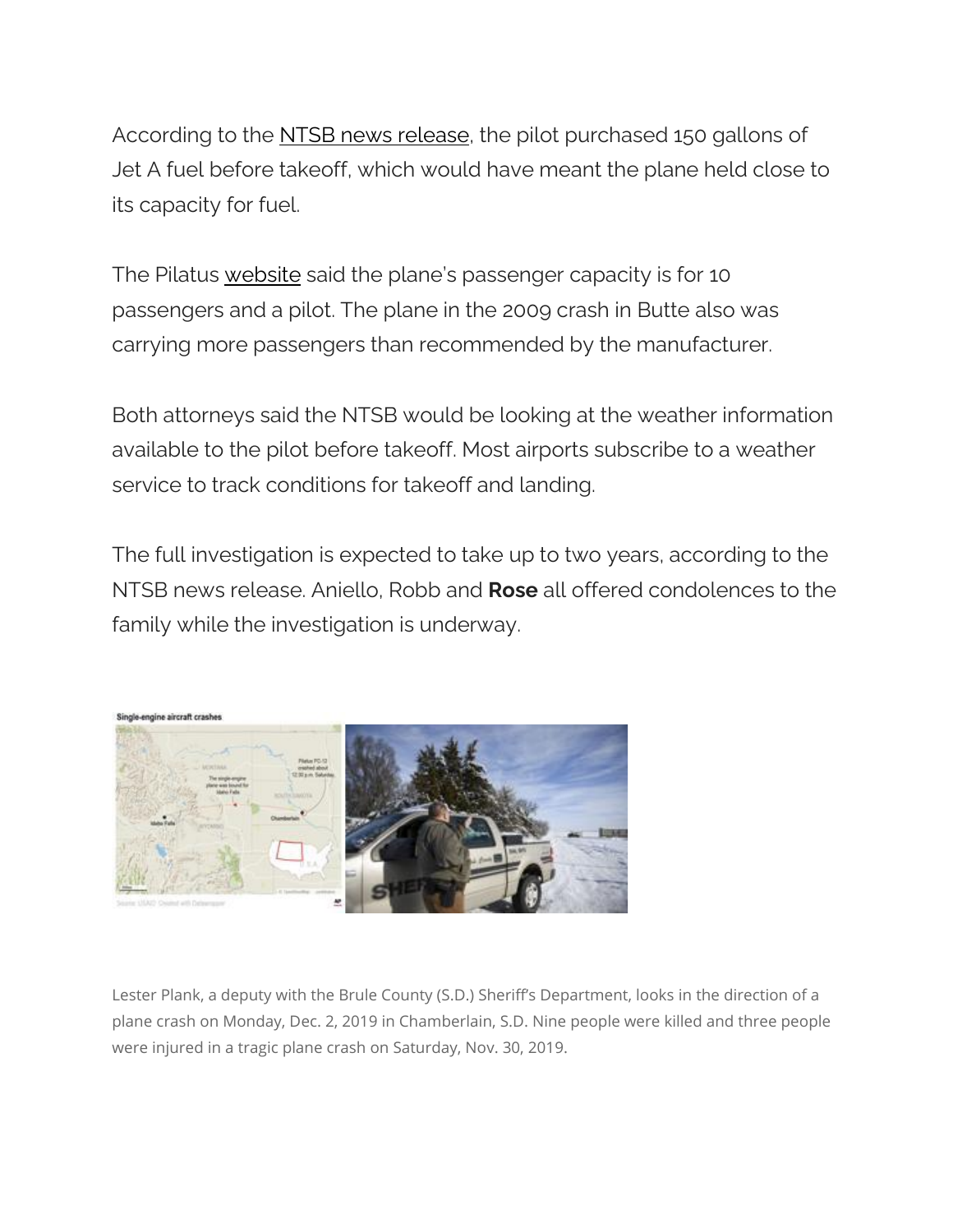According to the NTSB news release, the pilot purchased 150 gallons of Jet A fuel before takeoff, which would have meant the plane held close to its capacity for fuel.

The Pilatus website said the plane's passenger capacity is for 10 passengers and a pilot. The plane in the 2009 crash in Butte also was carrying more passengers than recommended by the manufacturer.

Both attorneys said the NTSB would be looking at the weather information available to the pilot before takeoff. Most airports subscribe to a weather service to track conditions for takeoff and landing.

The full investigation is expected to take up to two years, according to the NTSB news release. Aniello, Robb and **Rose** all offered condolences to the family while the investigation is underway.

Lester Plank, a deputy with the Brule County (S.D.) Sheriff's Department, looks in the direction of a plane crash on Monday, Dec. 2, 2019 in Chamberlain, S.D. Nine people were killed and three people were injured in a tragic plane crash on Saturday, Nov. 30, 2019.